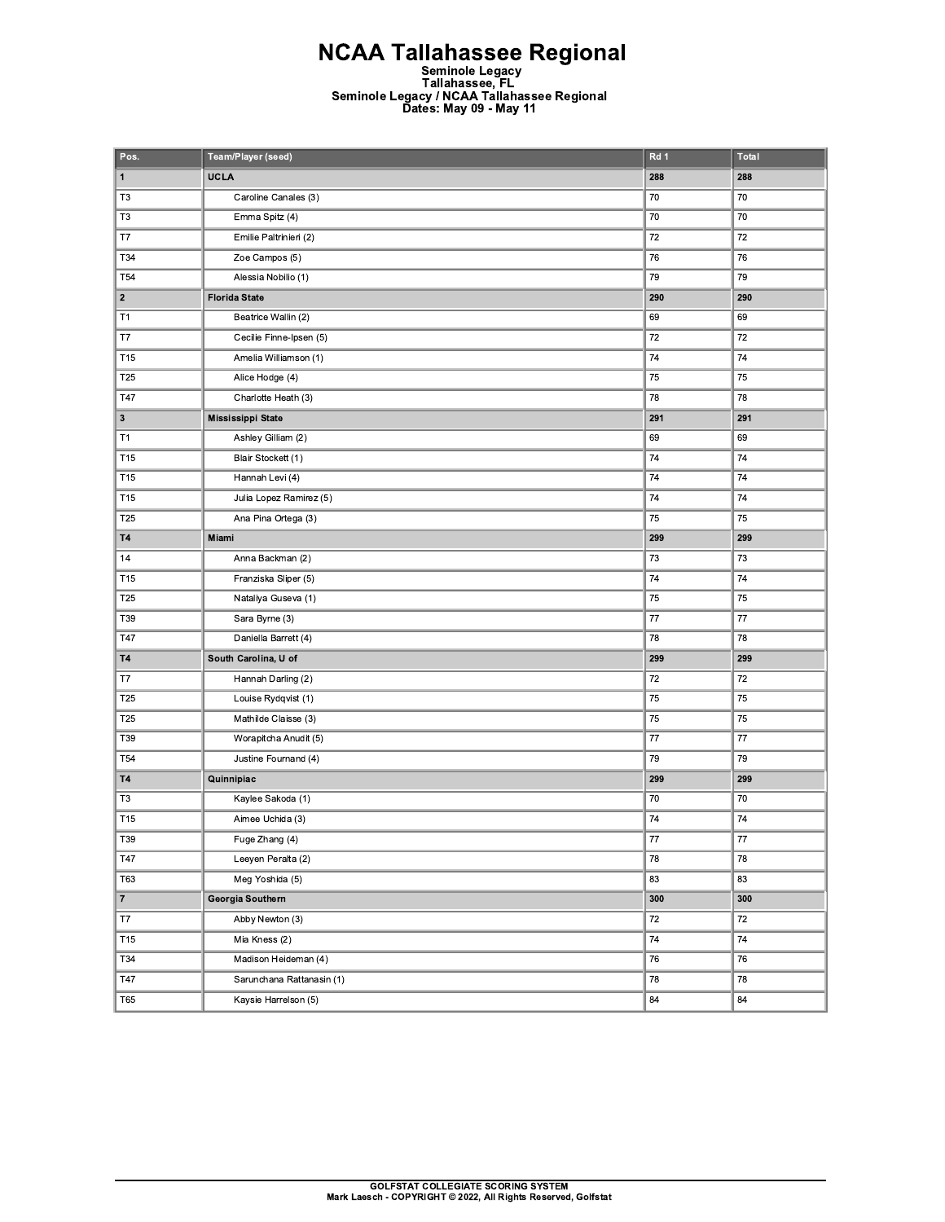# NCAA Tallahassee Regional

**Seminole Legacy**
**Tallahassee, FL**
**Seminole Legacy / NCAA Tallahassee Regional**
**Dates: May 09 - May 11**

| Pos. | Team/Player (seed) | Rd 1 | Total |
|---|---|---|---|
| **1** | **UCLA** | **288** | **288** |
| T3 | Caroline Canales (3) | 70 | 70 |
| T3 | Emma Spitz (4) | 70 | 70 |
| T7 | Emilie Paltrinieri (2) | 72 | 72 |
| T34 | Zoe Campos (5) | 76 | 76 |
| T54 | Alessia Nobilio (1) | 79 | 79 |
| **2** | **Florida State** | **290** | **290** |
| T1 | Beatrice Wallin (2) | 69 | 69 |
| T7 | Cecilie Finne-Ipsen (5) | 72 | 72 |
| T15 | Amelia Williamson (1) | 74 | 74 |
| T25 | Alice Hodge (4) | 75 | 75 |
| T47 | Charlotte Heath (3) | 78 | 78 |
| **3** | **Mississippi State** | **291** | **291** |
| T1 | Ashley Gilliam (2) | 69 | 69 |
| T15 | Blair Stockett (1) | 74 | 74 |
| T15 | Hannah Levi (4) | 74 | 74 |
| T15 | Julia Lopez Ramirez (5) | 74 | 74 |
| T25 | Ana Pina Ortega (3) | 75 | 75 |
| **T4** | **Miami** | **299** | **299** |
| 14 | Anna Backman (2) | 73 | 73 |
| T15 | Franziska Sliper (5) | 74 | 74 |
| T25 | Nataliya Guseva (1) | 75 | 75 |
| T39 | Sara Byrne (3) | 77 | 77 |
| T47 | Daniella Barrett (4) | 78 | 78 |
| **T4** | **South Carolina, U of** | **299** | **299** |
| T7 | Hannah Darling (2) | 72 | 72 |
| T25 | Louise Rydqvist (1) | 75 | 75 |
| T25 | Mathilde Claisse (3) | 75 | 75 |
| T39 | Worapitcha Anudit (5) | 77 | 77 |
| T54 | Justine Fournand (4) | 79 | 79 |
| **T4** | **Quinnipiac** | **299** | **299** |
| T3 | Kaylee Sakoda (1) | 70 | 70 |
| T15 | Aimee Uchida (3) | 74 | 74 |
| T39 | Fuge Zhang (4) | 77 | 77 |
| T47 | Leeyen Peralta (2) | 78 | 78 |
| T63 | Meg Yoshida (5) | 83 | 83 |
| **7** | **Georgia Southern** | **300** | **300** |
| T7 | Abby Newton (3) | 72 | 72 |
| T15 | Mia Kness (2) | 74 | 74 |
| T34 | Madison Heideman (4) | 76 | 76 |
| T47 | Sarunchana Rattanasin (1) | 78 | 78 |
| T65 | Kaysie Harrelson (5) | 84 | 84 |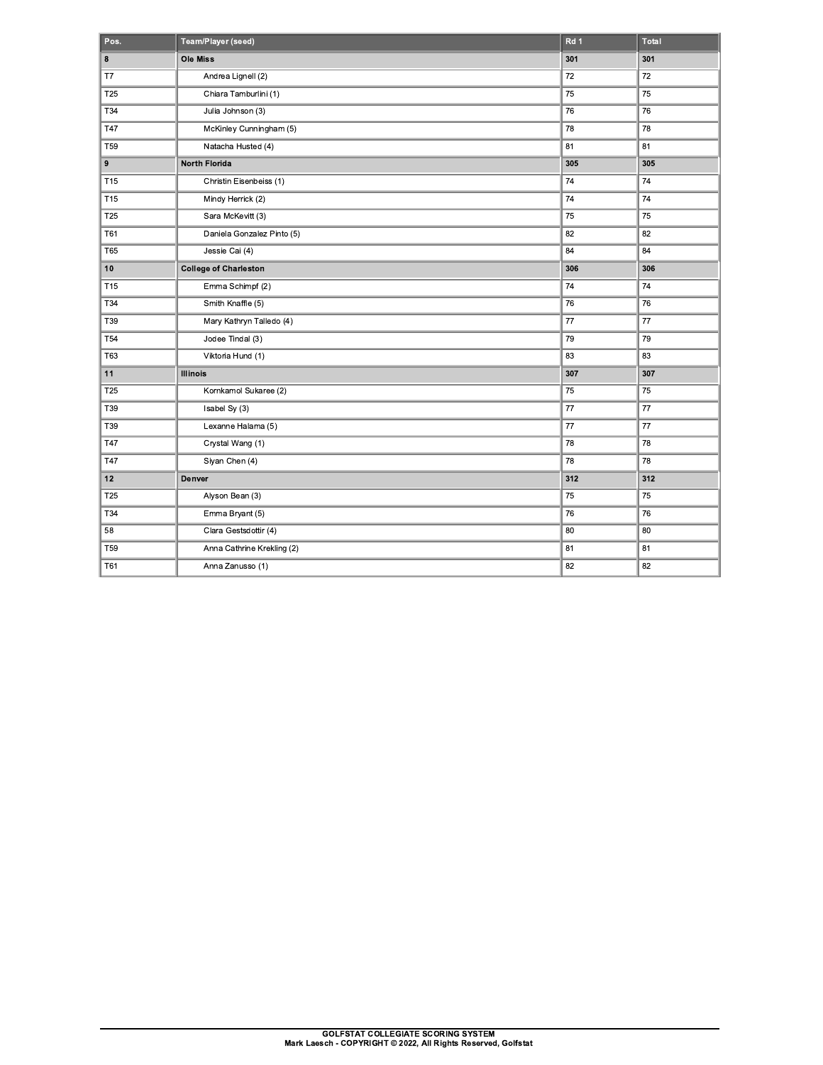| Pos. | Team/Player (seed) | Rd 1 | Total |
| --- | --- | --- | --- |
| **8** | **Ole Miss** | **301** | **301** |
| T7 | Andrea Lignell (2) | 72 | 72 |
| T25 | Chiara Tamburlini (1) | 75 | 75 |
| T34 | Julia Johnson (3) | 76 | 76 |
| T47 | McKinley Cunningham (5) | 78 | 78 |
| T59 | Natacha Husted (4) | 81 | 81 |
| **9** | **North Florida** | **305** | **305** |
| T15 | Christin Eisenbeiss (1) | 74 | 74 |
| T15 | Mindy Herrick (2) | 74 | 74 |
| T25 | Sara McKevitt (3) | 75 | 75 |
| T61 | Daniela Gonzalez Pinto (5) | 82 | 82 |
| T65 | Jessie Cai (4) | 84 | 84 |
| **10** | **College of Charleston** | **306** | **306** |
| T15 | Emma Schimpf (2) | 74 | 74 |
| T34 | Smith Knaffle (5) | 76 | 76 |
| T39 | Mary Kathryn Talledo (4) | 77 | 77 |
| T54 | Jodee Tindal (3) | 79 | 79 |
| T63 | Viktoria Hund (1) | 83 | 83 |
| **11** | **Illinois** | **307** | **307** |
| T25 | Kornkamol Sukaree (2) | 75 | 75 |
| T39 | Isabel Sy (3) | 77 | 77 |
| T39 | Lexanne Halama (5) | 77 | 77 |
| T47 | Crystal Wang (1) | 78 | 78 |
| T47 | Siyan Chen (4) | 78 | 78 |
| **12** | **Denver** | **312** | **312** |
| T25 | Alyson Bean (3) | 75 | 75 |
| T34 | Emma Bryant (5) | 76 | 76 |
| 58 | Clara Gestsdottir (4) | 80 | 80 |
| T59 | Anna Cathrine Krekling (2) | 81 | 81 |
| T61 | Anna Zanusso (1) | 82 | 82 |

**GOLFSTAT COLLEGIATE SCORING SYSTEM**
**Mark Laesch - COPYRIGHT © 2022, All Rights Reserved, Golfstat**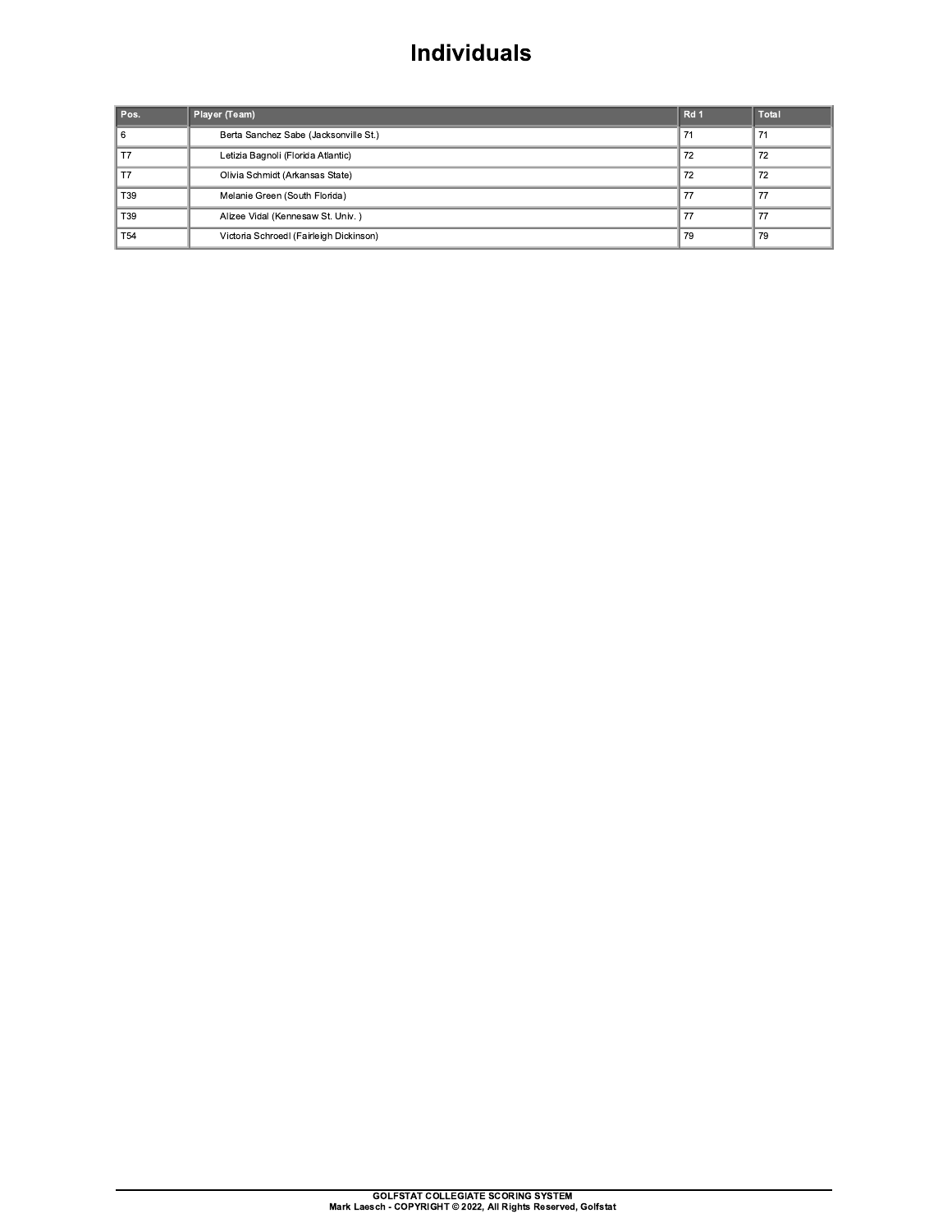# Individuals

| Pos. | Player (Team) | Rd 1 | Total |
| --- | --- | --- | --- |
| 6 | Berta Sanchez Sabe (Jacksonville St.) | 71 | 71 |
| T7 | Letizia Bagnoli (Florida Atlantic) | 72 | 72 |
| T7 | Olivia Schmidt (Arkansas State) | 72 | 72 |
| T39 | Melanie Green (South Florida) | 77 | 77 |
| T39 | Alizee Vidal (Kennesaw St. Univ. ) | 77 | 77 |
| T54 | Victoria Schroedl (Fairleigh Dickinson) | 79 | 79 |

GOLFSTAT COLLEGIATE SCORING SYSTEM
Mark Laesch - COPYRIGHT © 2022, All Rights Reserved, Golfstat